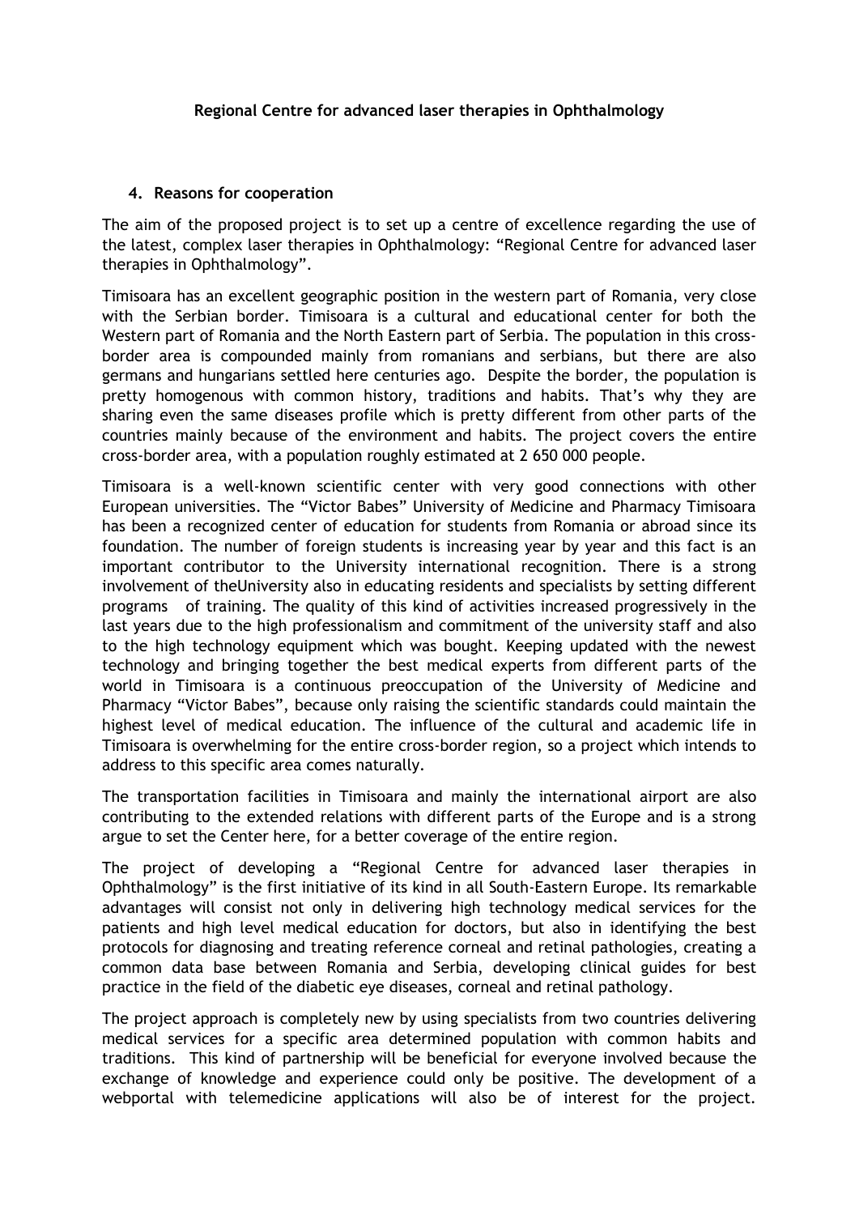**Regional Centre for advanced laser therapies in Ophthalmology**

## 4. Reasons for cooperation

The aim of the proposed project is to set up a centre of excellence regarding the use of the latest, complex laser therapies in Ophthalmology: "Regional Centre for advanced laser therapies in Ophthalmology".

Timisoara has an excellent geographic position in the western part of Romania, very close with the Serbian border. Timisoara is a cultural and educational center for both the Western part of Romania and the North Eastern part of Serbia. The population in this cross-border area is compounded mainly from romanians and serbians, but there are also germans and hungarians settled here centuries ago. Despite the border, the population is pretty homogenous with common history, traditions and habits. That's why they are sharing even the same diseases profile which is pretty different from other parts of the countries mainly because of the environment and habits. The project covers the entire cross-border area, with a population roughly estimated at 2 650 000 people.

Timisoara is a well-known scientific center with very good connections with other European universities. The "Victor Babes" University of Medicine and Pharmacy Timisoara has been a recognized center of education for students from Romania or abroad since its foundation. The number of foreign students is increasing year by year and this fact is an important contributor to the University international recognition. There is a strong involvement of theUniversity also in educating residents and specialists by setting different programs of training. The quality of this kind of activities increased progressively in the last years due to the high professionalism and commitment of the university staff and also to the high technology equipment which was bought. Keeping updated with the newest technology and bringing together the best medical experts from different parts of the world in Timisoara is a continuous preoccupation of the University of Medicine and Pharmacy "Victor Babes", because only raising the scientific standards could maintain the highest level of medical education. The influence of the cultural and academic life in Timisoara is overwhelming for the entire cross-border region, so a project which intends to address to this specific area comes naturally.

The transportation facilities in Timisoara and mainly the international airport are also contributing to the extended relations with different parts of the Europe and is a strong argue to set the Center here, for a better coverage of the entire region.

The project of developing a "Regional Centre for advanced laser therapies in Ophthalmology" is the first initiative of its kind in all South-Eastern Europe. Its remarkable advantages will consist not only in delivering high technology medical services for the patients and high level medical education for doctors, but also in identifying the best protocols for diagnosing and treating reference corneal and retinal pathologies, creating a common data base between Romania and Serbia, developing clinical guides for best practice in the field of the diabetic eye diseases, corneal and retinal pathology.

The project approach is completely new by using specialists from two countries delivering medical services for a specific area determined population with common habits and traditions. This kind of partnership will be beneficial for everyone involved because the exchange of knowledge and experience could only be positive. The development of a webportal with telemedicine applications will also be of interest for the project.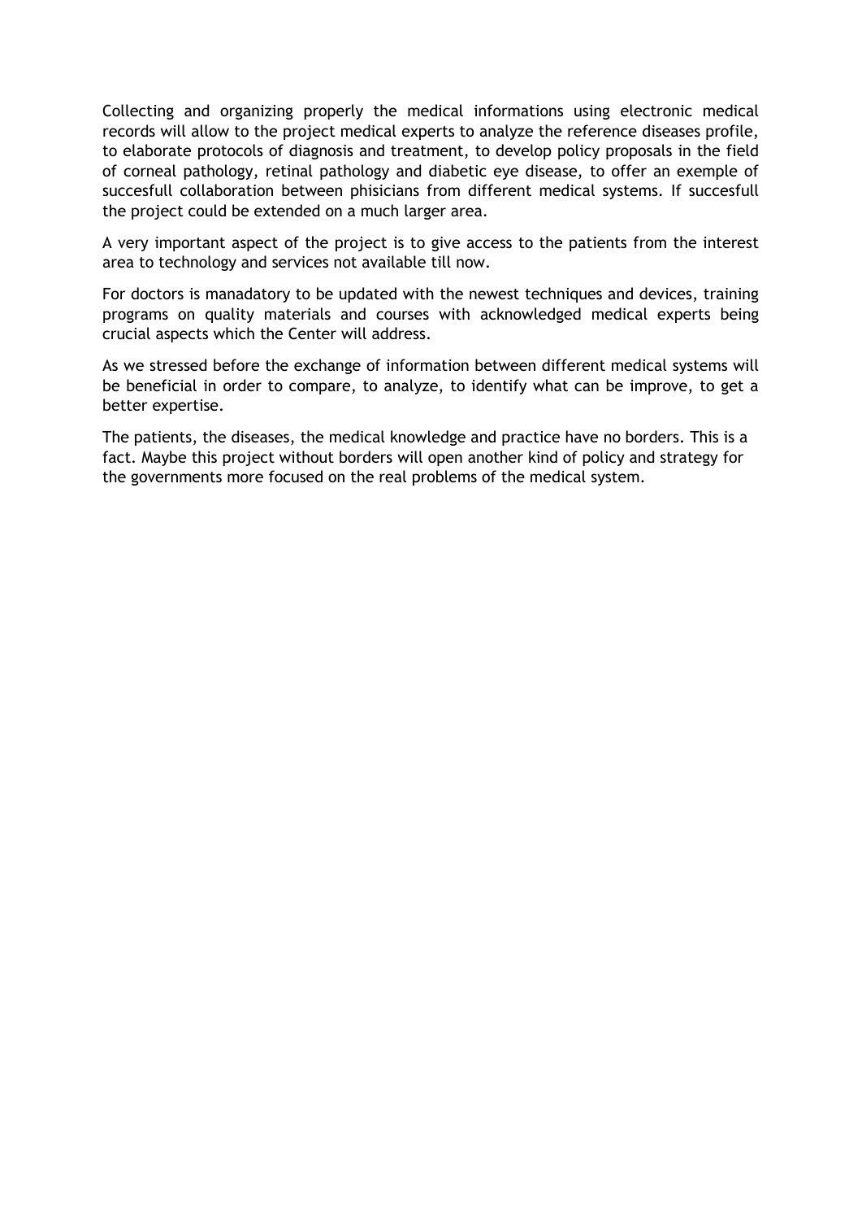Collecting and organizing properly the medical informations using electronic medical records will allow to the project medical experts to analyze the reference diseases profile, to elaborate protocols of diagnosis and treatment, to develop policy proposals in the field of corneal pathology, retinal pathology and diabetic eye disease, to offer an exemple of succesfull collaboration between phisicians from different medical systems. If succesfull the project could be extended on a much larger area.

A very important aspect of the project is to give access to the patients from the interest area to technology and services not available till now.

For doctors is manadatory to be updated with the newest techniques and devices, training programs on quality materials and courses with acknowledged medical experts being crucial aspects which the Center will address.

As we stressed before the exchange of information between different medical systems will be beneficial in order to compare, to analyze, to identify what can be improve, to get a better expertise.

The patients, the diseases, the medical knowledge and practice have no borders. This is a fact. Maybe this project without borders will open another kind of policy and strategy for the governments more focused on the real problems of the medical system.